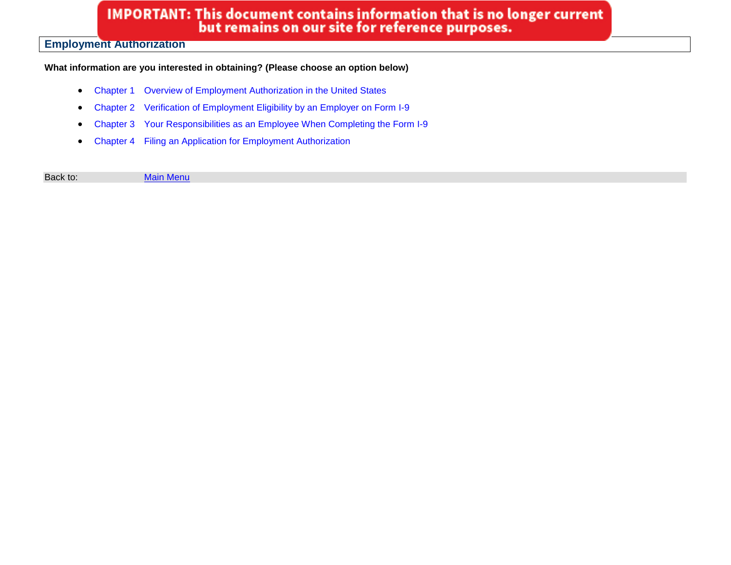**IMPORTANT: This document contains information that is no longer current but remains on our site for reference purposes.**

# Employment Authorization

**What information are you interested in obtaining? (Please choose an option below)**

- Chapter 1 Overview of Employment Authorization in the United States
- Chapter 2 Verification of Employment Eligibility by an Employer on Form I-9
- Chapter 3 Your Responsibilities as an Employee When Completing the Form I-9
- Chapter 4 Filing an Application for Employment Authorization

Back to: Main Menu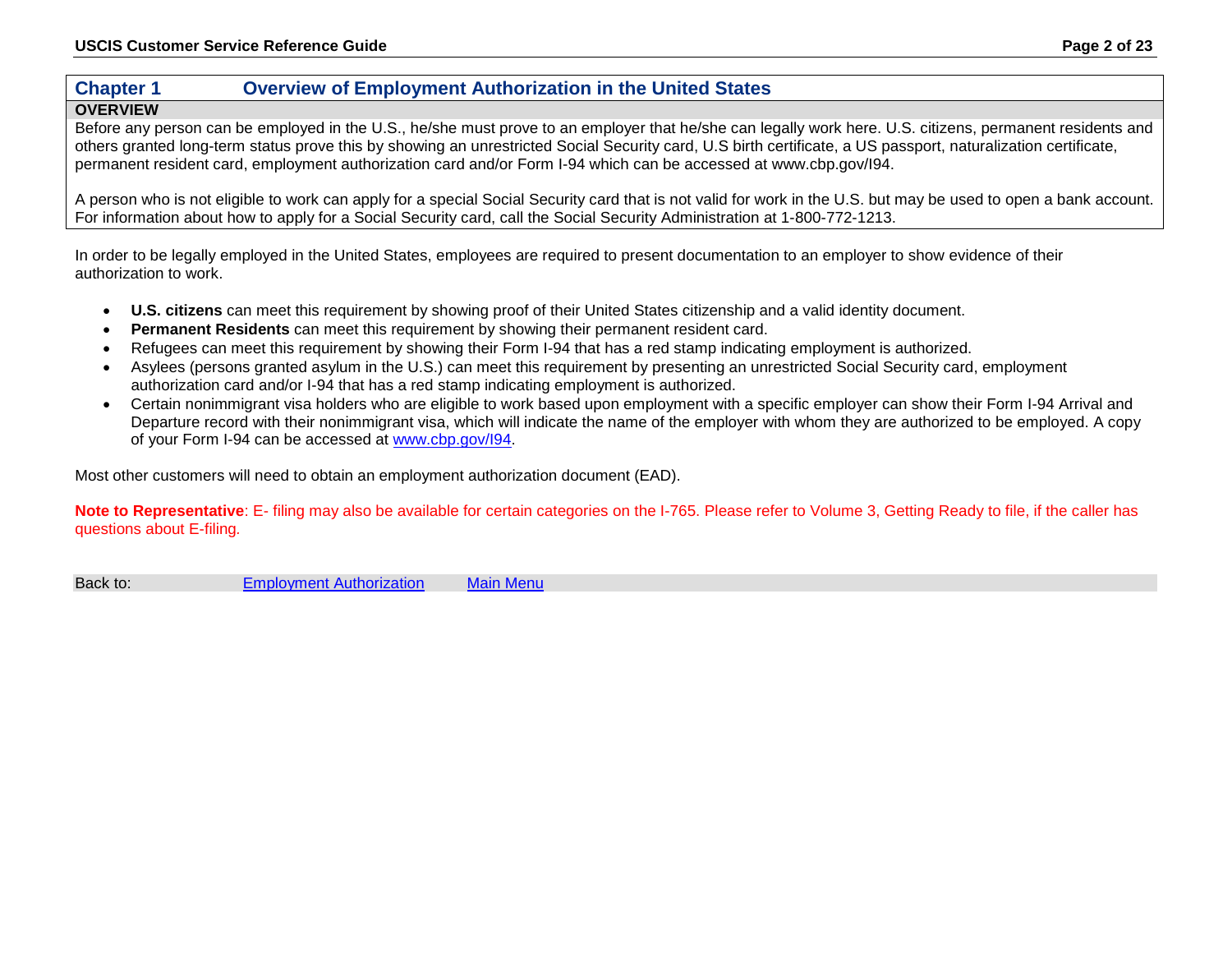## Chapter 1 Overview of Employment Authorization in the United States

**OVERVIEW**

Before any person can be employed in the U.S., he/she must prove to an employer that he/she can legally work here. U.S. citizens, permanent residents and others granted long-term status prove this by showing an unrestricted Social Security card, U.S birth certificate, a US passport, naturalization certificate, permanent resident card, employment authorization card and/or Form I-94 which can be accessed at www.cbp.gov/I94.

A person who is not eligible to work can apply for a special Social Security card that is not valid for work in the U.S. but may be used to open a bank account. For information about how to apply for a Social Security card, call the Social Security Administration at 1-800-772-1213.

In order to be legally employed in the United States, employees are required to present documentation to an employer to show evidence of their authorization to work.

- **U.S. citizens** can meet this requirement by showing proof of their United States citizenship and a valid identity document.
- **Permanent Residents** can meet this requirement by showing their permanent resident card.
- Refugees can meet this requirement by showing their Form I-94 that has a red stamp indicating employment is authorized.
- Asylees (persons granted asylum in the U.S.) can meet this requirement by presenting an unrestricted Social Security card, employment authorization card and/or I-94 that has a red stamp indicating employment is authorized.
- Certain nonimmigrant visa holders who are eligible to work based upon employment with a specific employer can show their Form I-94 Arrival and Departure record with their nonimmigrant visa, which will indicate the name of the employer with whom they are authorized to be employed. A copy of your Form I-94 can be accessed at www.cbp.gov/I94.

Most other customers will need to obtain an employment authorization document (EAD).

**Note to Representative**: E- filing may also be available for certain categories on the I-765. Please refer to Volume 3, Getting Ready to file, if the caller has questions about E-filing.

Back to: Employment Authorization Main Menu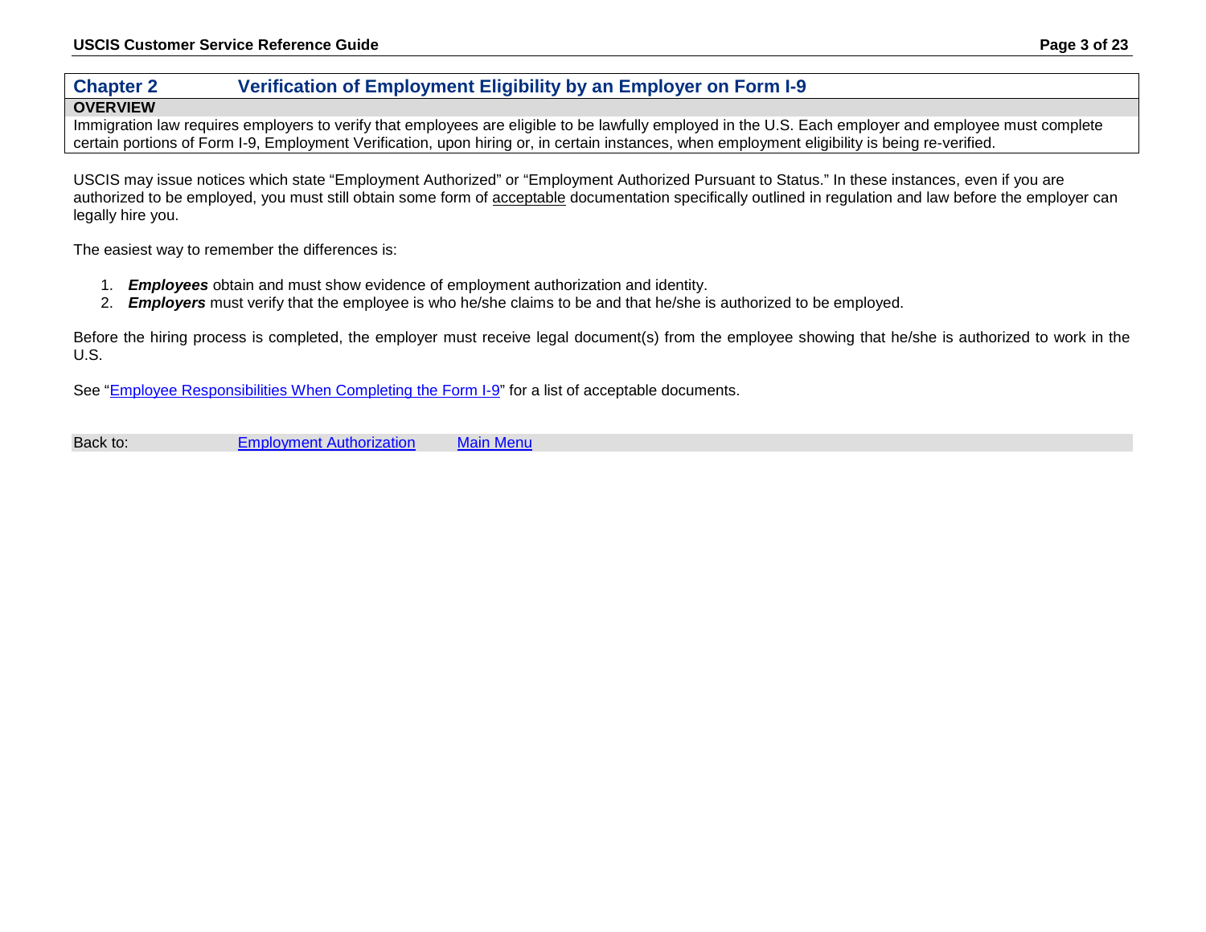## Chapter 2 Verification of Employment Eligibility by an Employer on Form I-9

**OVERVIEW**

Immigration law requires employers to verify that employees are eligible to be lawfully employed in the U.S. Each employer and employee must complete certain portions of Form I-9, Employment Verification, upon hiring or, in certain instances, when employment eligibility is being re-verified.

USCIS may issue notices which state "Employment Authorized" or "Employment Authorized Pursuant to Status." In these instances, even if you are authorized to be employed, you must still obtain some form of acceptable documentation specifically outlined in regulation and law before the employer can legally hire you.

The easiest way to remember the differences is:

1. ***Employees*** obtain and must show evidence of employment authorization and identity.
2. ***Employers*** must verify that the employee is who he/she claims to be and that he/she is authorized to be employed.

Before the hiring process is completed, the employer must receive legal document(s) from the employee showing that he/she is authorized to work in the U.S.

See "Employee Responsibilities When Completing the Form I-9" for a list of acceptable documents.

Back to: Employment Authorization Main Menu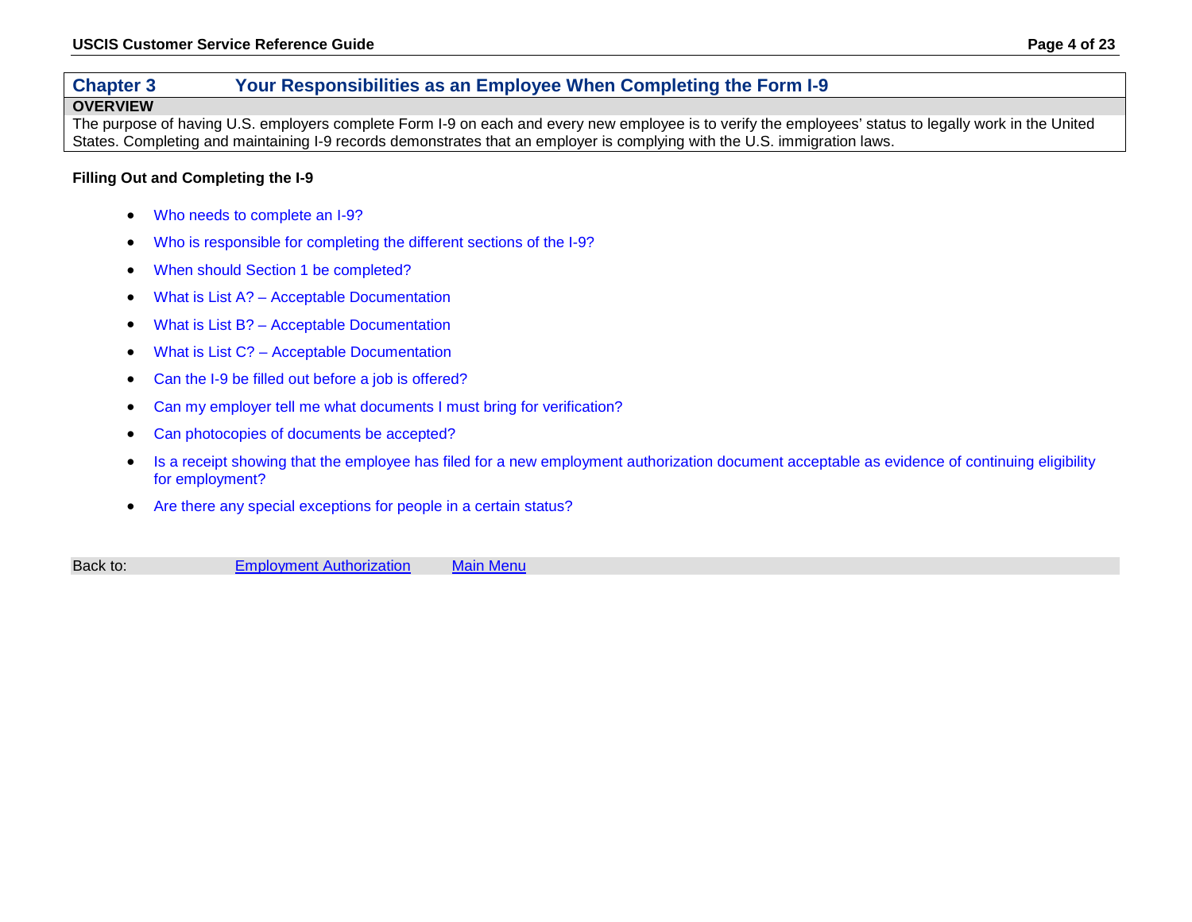## Chapter 3 Your Responsibilities as an Employee When Completing the Form I-9

**OVERVIEW**

The purpose of having U.S. employers complete Form I-9 on each and every new employee is to verify the employees' status to legally work in the United States. Completing and maintaining I-9 records demonstrates that an employer is complying with the U.S. immigration laws.

**Filling Out and Completing the I-9**

- Who needs to complete an I-9?
- Who is responsible for completing the different sections of the I-9?
- When should Section 1 be completed?
- What is List A? – Acceptable Documentation
- What is List B? – Acceptable Documentation
- What is List C? – Acceptable Documentation
- Can the I-9 be filled out before a job is offered?
- Can my employer tell me what documents I must bring for verification?
- Can photocopies of documents be accepted?
- Is a receipt showing that the employee has filed for a new employment authorization document acceptable as evidence of continuing eligibility for employment?
- Are there any special exceptions for people in a certain status?

Back to: Employment Authorization Main Menu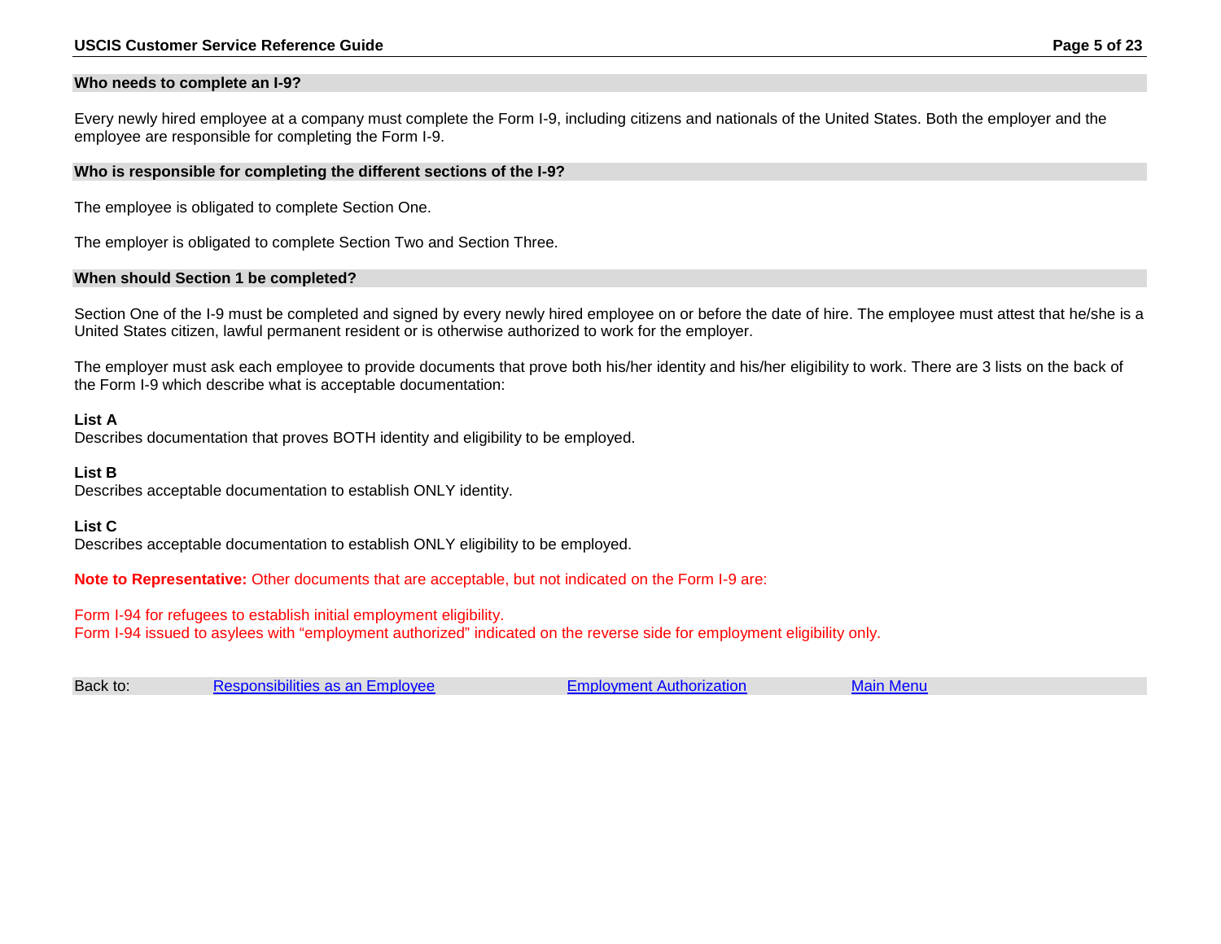## Who needs to complete an I-9?

Every newly hired employee at a company must complete the Form I-9, including citizens and nationals of the United States. Both the employer and the employee are responsible for completing the Form I-9.

## Who is responsible for completing the different sections of the I-9?

The employee is obligated to complete Section One.

The employer is obligated to complete Section Two and Section Three.

## When should Section 1 be completed?

Section One of the I-9 must be completed and signed by every newly hired employee on or before the date of hire. The employee must attest that he/she is a United States citizen, lawful permanent resident or is otherwise authorized to work for the employer.

The employer must ask each employee to provide documents that prove both his/her identity and his/her eligibility to work. There are 3 lists on the back of the Form I-9 which describe what is acceptable documentation:

**List A**
Describes documentation that proves BOTH identity and eligibility to be employed.

**List B**
Describes acceptable documentation to establish ONLY identity.

**List C**
Describes acceptable documentation to establish ONLY eligibility to be employed.

**Note to Representative:** Other documents that are acceptable, but not indicated on the Form I-9 are:

Form I-94 for refugees to establish initial employment eligibility.
Form I-94 issued to asylees with “employment authorized” indicated on the reverse side for employment eligibility only.

Back to: Responsibilities as an Employee | Employment Authorization | Main Menu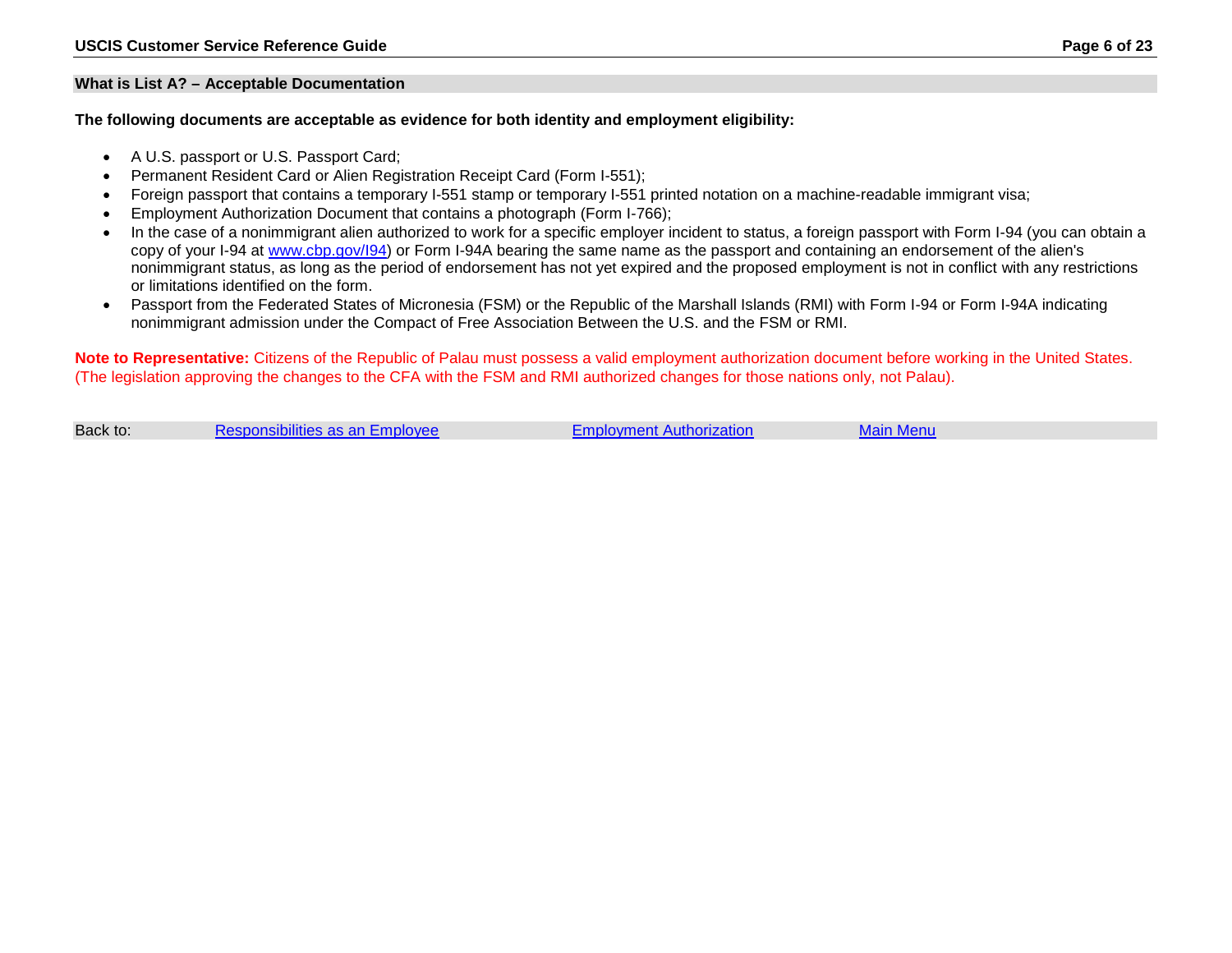## What is List A? – Acceptable Documentation

**The following documents are acceptable as evidence for both identity and employment eligibility:**

- A U.S. passport or U.S. Passport Card;
- Permanent Resident Card or Alien Registration Receipt Card (Form I-551);
- Foreign passport that contains a temporary I-551 stamp or temporary I-551 printed notation on a machine-readable immigrant visa;
- Employment Authorization Document that contains a photograph (Form I-766);
- In the case of a nonimmigrant alien authorized to work for a specific employer incident to status, a foreign passport with Form I-94 (you can obtain a copy of your I-94 at [www.cbp.gov/I94](www.cbp.gov/I94)) or Form I-94A bearing the same name as the passport and containing an endorsement of the alien's nonimmigrant status, as long as the period of endorsement has not yet expired and the proposed employment is not in conflict with any restrictions or limitations identified on the form.
- Passport from the Federated States of Micronesia (FSM) or the Republic of the Marshall Islands (RMI) with Form I-94 or Form I-94A indicating nonimmigrant admission under the Compact of Free Association Between the U.S. and the FSM or RMI.

**Note to Representative:** Citizens of the Republic of Palau must possess a valid employment authorization document before working in the United States. (The legislation approving the changes to the CFA with the FSM and RMI authorized changes for those nations only, not Palau).

Back to: Responsibilities as an Employee | Employment Authorization | Main Menu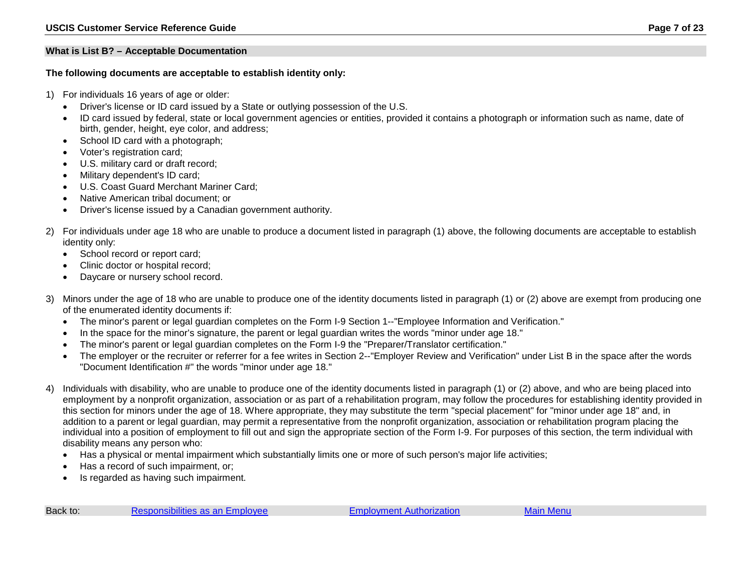## What is List B? – Acceptable Documentation

**The following documents are acceptable to establish identity only:**

1) For individuals 16 years of age or older:
   - Driver's license or ID card issued by a State or outlying possession of the U.S.
   - ID card issued by federal, state or local government agencies or entities, provided it contains a photograph or information such as name, date of birth, gender, height, eye color, and address;
   - School ID card with a photograph;
   - Voter's registration card;
   - U.S. military card or draft record;
   - Military dependent's ID card;
   - U.S. Coast Guard Merchant Mariner Card;
   - Native American tribal document; or
   - Driver's license issued by a Canadian government authority.

2) For individuals under age 18 who are unable to produce a document listed in paragraph (1) above, the following documents are acceptable to establish identity only:
   - School record or report card;
   - Clinic doctor or hospital record;
   - Daycare or nursery school record.

3) Minors under the age of 18 who are unable to produce one of the identity documents listed in paragraph (1) or (2) above are exempt from producing one of the enumerated identity documents if:
   - The minor's parent or legal guardian completes on the Form I-9 Section 1--"Employee Information and Verification."
   - In the space for the minor's signature, the parent or legal guardian writes the words "minor under age 18."
   - The minor's parent or legal guardian completes on the Form I-9 the "Preparer/Translator certification."
   - The employer or the recruiter or referrer for a fee writes in Section 2--"Employer Review and Verification" under List B in the space after the words "Document Identification #" the words "minor under age 18."

4) Individuals with disability, who are unable to produce one of the identity documents listed in paragraph (1) or (2) above, and who are being placed into employment by a nonprofit organization, association or as part of a rehabilitation program, may follow the procedures for establishing identity provided in this section for minors under the age of 18. Where appropriate, they may substitute the term "special placement" for "minor under age 18" and, in addition to a parent or legal guardian, may permit a representative from the nonprofit organization, association or rehabilitation program placing the individual into a position of employment to fill out and sign the appropriate section of the Form I-9. For purposes of this section, the term individual with disability means any person who:
   - Has a physical or mental impairment which substantially limits one or more of such person's major life activities;
   - Has a record of such impairment, or;
   - Is regarded as having such impairment.

Back to: Responsibilities as an Employee | Employment Authorization | Main Menu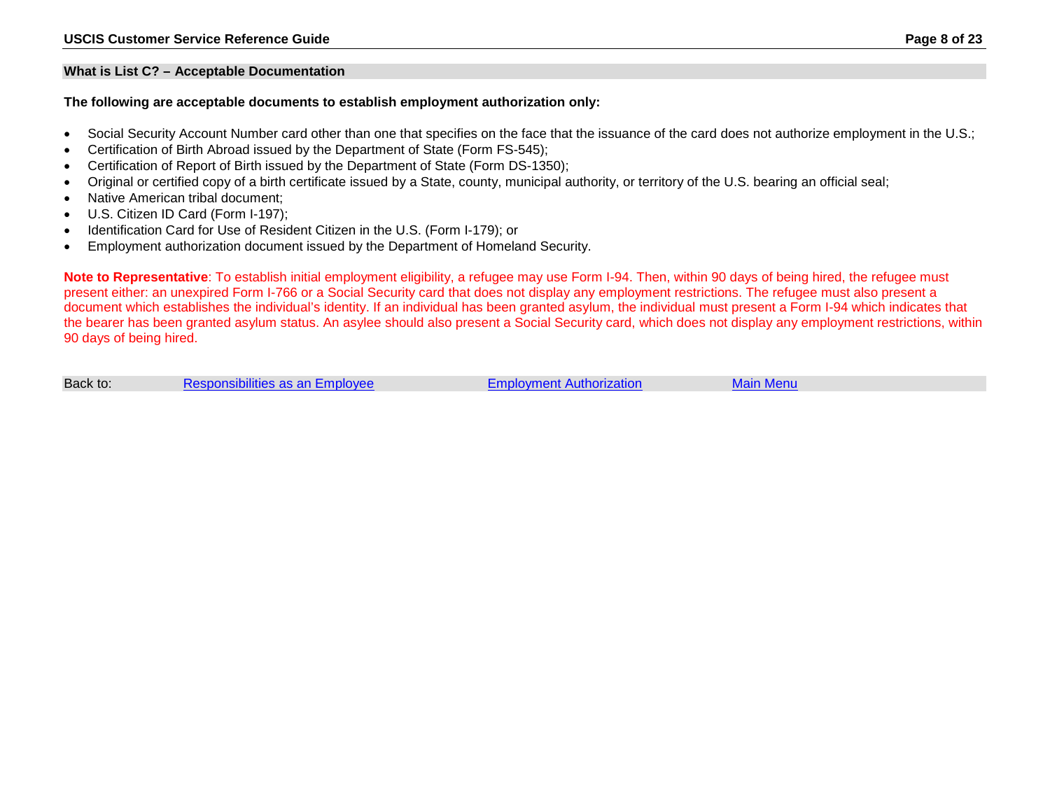## What is List C? – Acceptable Documentation

**The following are acceptable documents to establish employment authorization only:**

- Social Security Account Number card other than one that specifies on the face that the issuance of the card does not authorize employment in the U.S.;
- Certification of Birth Abroad issued by the Department of State (Form FS-545);
- Certification of Report of Birth issued by the Department of State (Form DS-1350);
- Original or certified copy of a birth certificate issued by a State, county, municipal authority, or territory of the U.S. bearing an official seal;
- Native American tribal document;
- U.S. Citizen ID Card (Form I-197);
- Identification Card for Use of Resident Citizen in the U.S. (Form I-179); or
- Employment authorization document issued by the Department of Homeland Security.

**Note to Representative**: To establish initial employment eligibility, a refugee may use Form I-94. Then, within 90 days of being hired, the refugee must present either: an unexpired Form I-766 or a Social Security card that does not display any employment restrictions. The refugee must also present a document which establishes the individual's identity. If an individual has been granted asylum, the individual must present a Form I-94 which indicates that the bearer has been granted asylum status. An asylee should also present a Social Security card, which does not display any employment restrictions, within 90 days of being hired.

Back to: Responsibilities as an Employee | Employment Authorization | Main Menu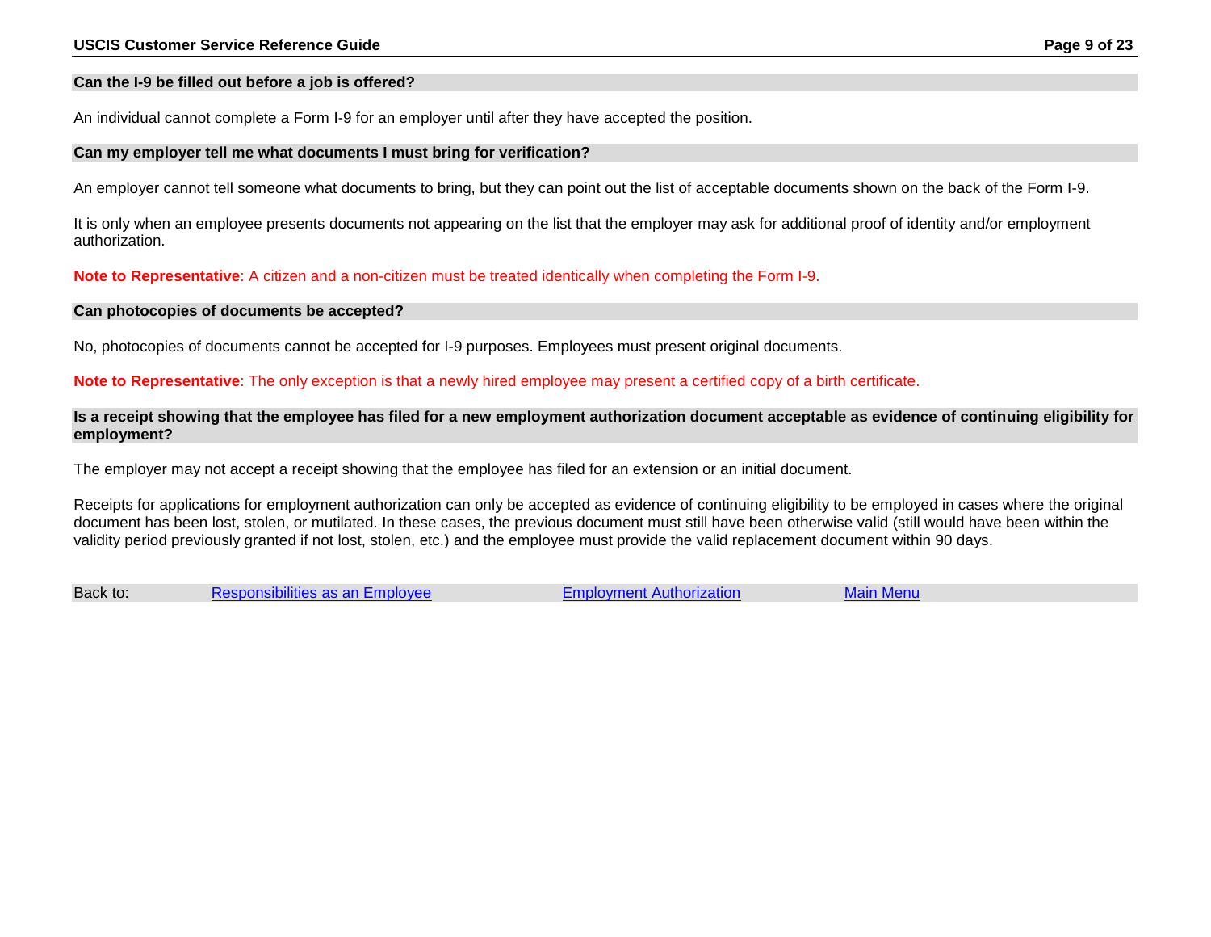### Can the I-9 be filled out before a job is offered?

An individual cannot complete a Form I-9 for an employer until after they have accepted the position.

### Can my employer tell me what documents I must bring for verification?

An employer cannot tell someone what documents to bring, but they can point out the list of acceptable documents shown on the back of the Form I-9.

It is only when an employee presents documents not appearing on the list that the employer may ask for additional proof of identity and/or employment authorization.

**Note to Representative**: A citizen and a non-citizen must be treated identically when completing the Form I-9.

### Can photocopies of documents be accepted?

No, photocopies of documents cannot be accepted for I-9 purposes. Employees must present original documents.

**Note to Representative**: The only exception is that a newly hired employee may present a certified copy of a birth certificate.

### Is a receipt showing that the employee has filed for a new employment authorization document acceptable as evidence of continuing eligibility for employment?

The employer may not accept a receipt showing that the employee has filed for an extension or an initial document.

Receipts for applications for employment authorization can only be accepted as evidence of continuing eligibility to be employed in cases where the original document has been lost, stolen, or mutilated. In these cases, the previous document must still have been otherwise valid (still would have been within the validity period previously granted if not lost, stolen, etc.) and the employee must provide the valid replacement document within 90 days.

Back to: Responsibilities as an Employee | Employment Authorization | Main Menu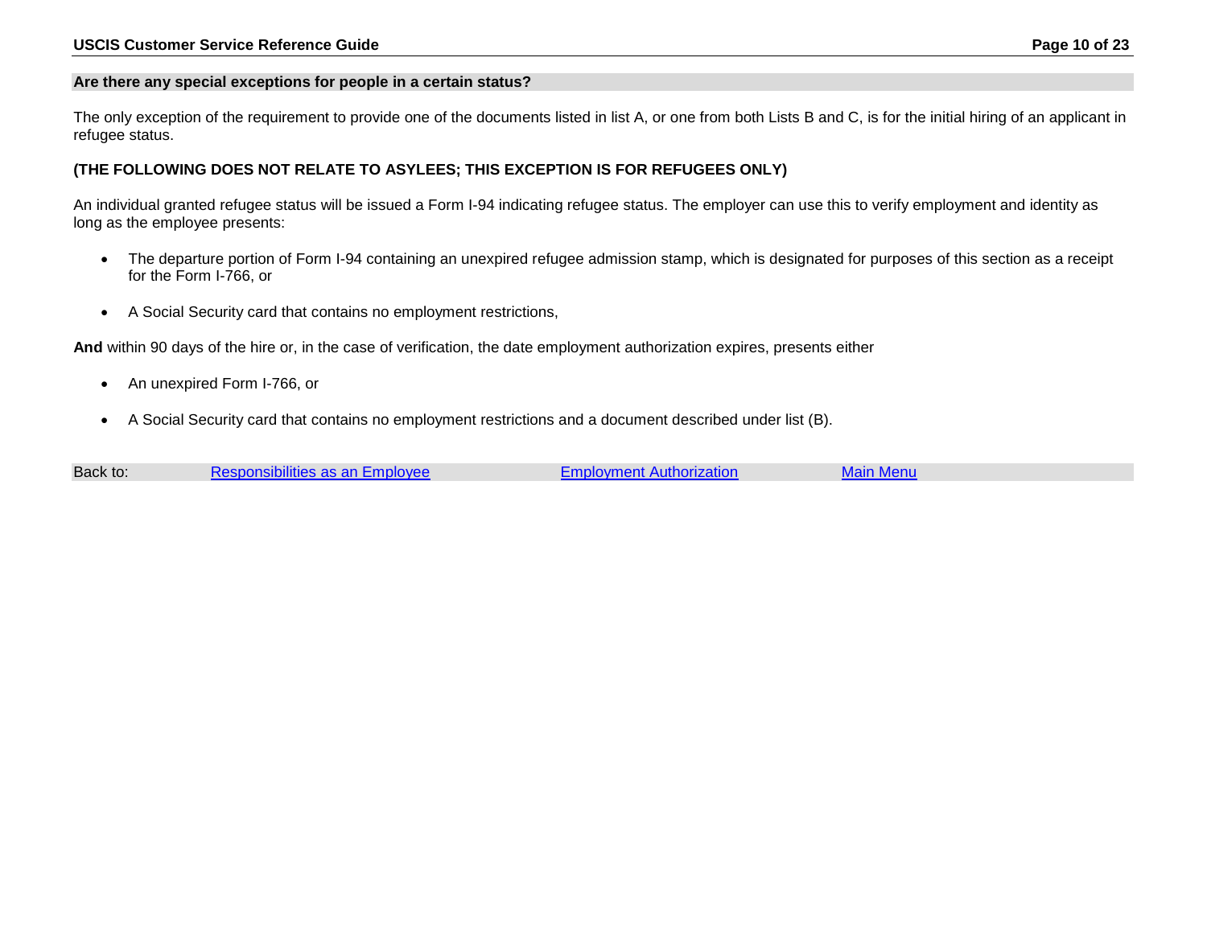## Are there any special exceptions for people in a certain status?

The only exception of the requirement to provide one of the documents listed in list A, or one from both Lists B and C, is for the initial hiring of an applicant in refugee status.

**(THE FOLLOWING DOES NOT RELATE TO ASYLEES; THIS EXCEPTION IS FOR REFUGEES ONLY)**

An individual granted refugee status will be issued a Form I-94 indicating refugee status. The employer can use this to verify employment and identity as long as the employee presents:

- The departure portion of Form I-94 containing an unexpired refugee admission stamp, which is designated for purposes of this section as a receipt for the Form I-766, or
- A Social Security card that contains no employment restrictions,

**And** within 90 days of the hire or, in the case of verification, the date employment authorization expires, presents either

- An unexpired Form I-766, or
- A Social Security card that contains no employment restrictions and a document described under list (B).

Back to: Responsibilities as an Employee | Employment Authorization | Main Menu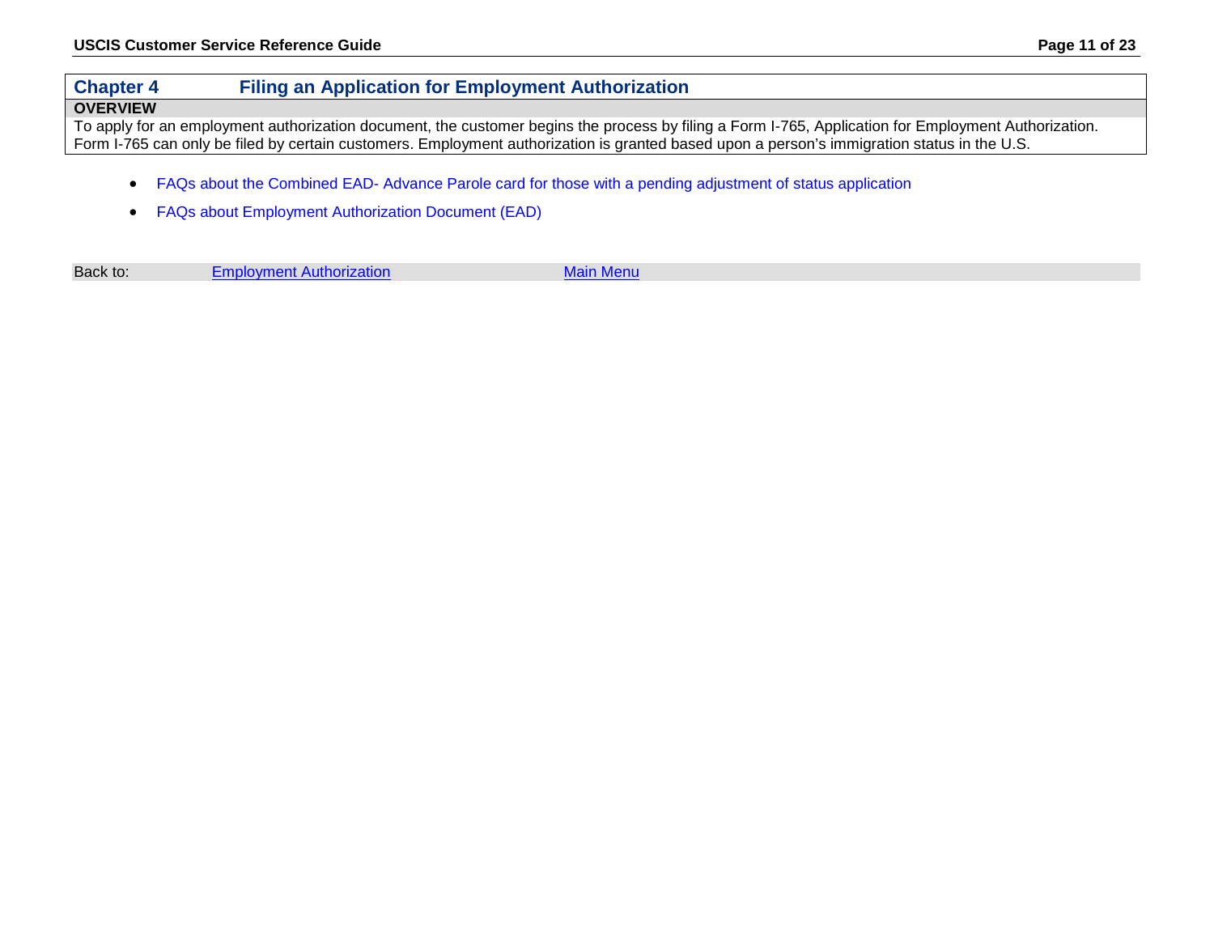## Chapter 4 Filing an Application for Employment Authorization

**OVERVIEW**

To apply for an employment authorization document, the customer begins the process by filing a Form I-765, Application for Employment Authorization. Form I-765 can only be filed by certain customers. Employment authorization is granted based upon a person's immigration status in the U.S.

- FAQs about the Combined EAD- Advance Parole card for those with a pending adjustment of status application
- FAQs about Employment Authorization Document (EAD)

Back to: Employment Authorization Main Menu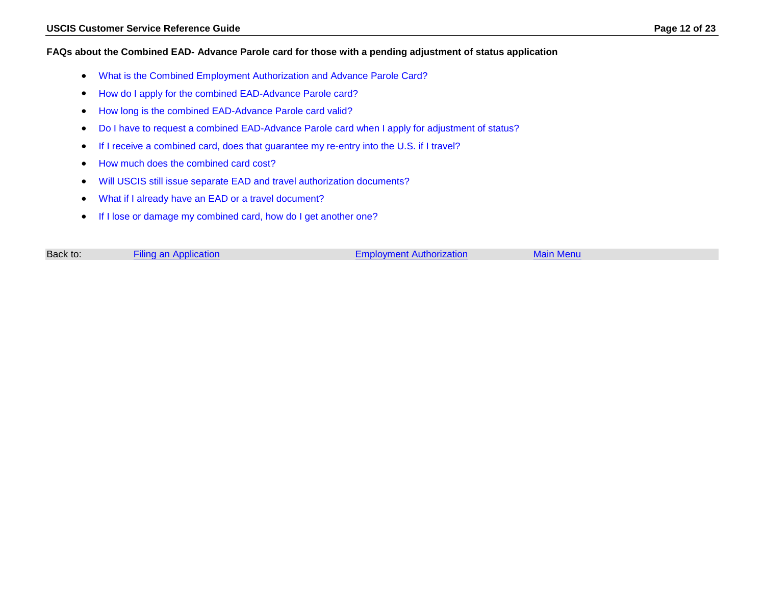**FAQs about the Combined EAD- Advance Parole card for those with a pending adjustment of status application**

- What is the Combined Employment Authorization and Advance Parole Card?
- How do I apply for the combined EAD-Advance Parole card?
- How long is the combined EAD-Advance Parole card valid?
- Do I have to request a combined EAD-Advance Parole card when I apply for adjustment of status?
- If I receive a combined card, does that guarantee my re-entry into the U.S. if I travel?
- How much does the combined card cost?
- Will USCIS still issue separate EAD and travel authorization documents?
- What if I already have an EAD or a travel document?
- If I lose or damage my combined card, how do I get another one?

Back to: Filing an Application | Employment Authorization | Main Menu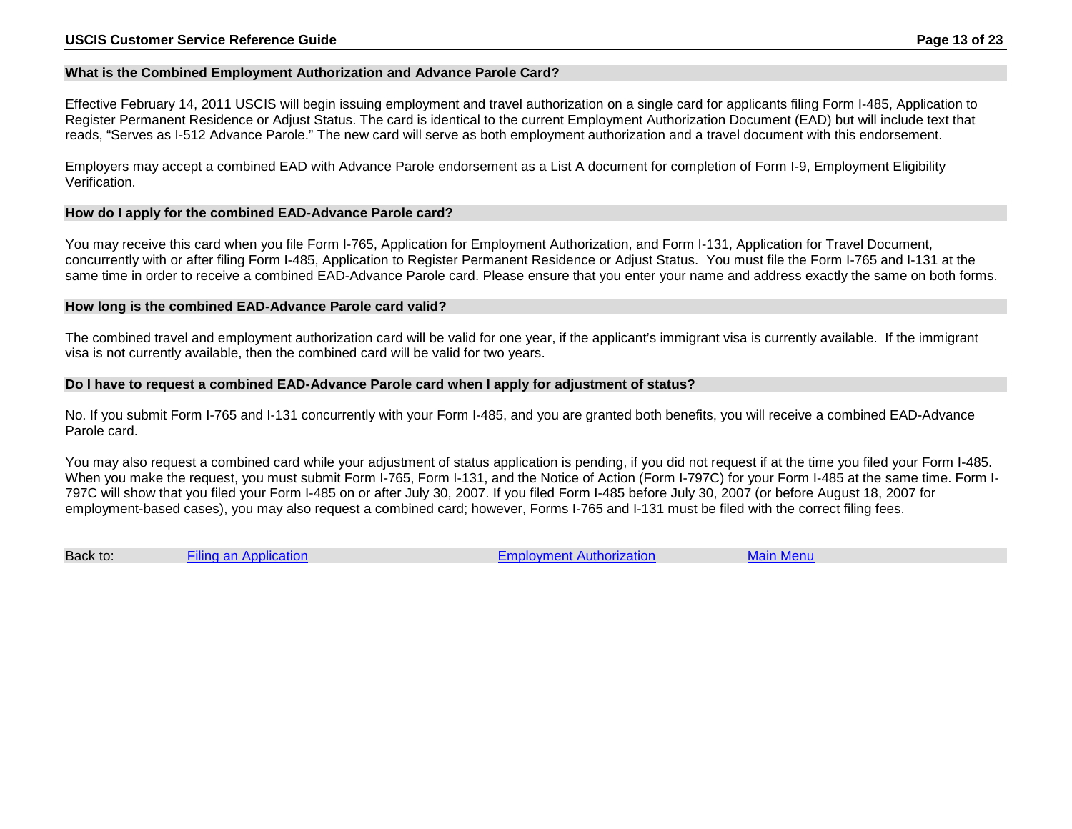### What is the Combined Employment Authorization and Advance Parole Card?

Effective February 14, 2011 USCIS will begin issuing employment and travel authorization on a single card for applicants filing Form I-485, Application to Register Permanent Residence or Adjust Status. The card is identical to the current Employment Authorization Document (EAD) but will include text that reads, "Serves as I-512 Advance Parole." The new card will serve as both employment authorization and a travel document with this endorsement.

Employers may accept a combined EAD with Advance Parole endorsement as a List A document for completion of Form I-9, Employment Eligibility Verification.

### How do I apply for the combined EAD-Advance Parole card?

You may receive this card when you file Form I-765, Application for Employment Authorization, and Form I-131, Application for Travel Document, concurrently with or after filing Form I-485, Application to Register Permanent Residence or Adjust Status. You must file the Form I-765 and I-131 at the same time in order to receive a combined EAD-Advance Parole card. Please ensure that you enter your name and address exactly the same on both forms.

### How long is the combined EAD-Advance Parole card valid?

The combined travel and employment authorization card will be valid for one year, if the applicant's immigrant visa is currently available. If the immigrant visa is not currently available, then the combined card will be valid for two years.

### Do I have to request a combined EAD-Advance Parole card when I apply for adjustment of status?

No. If you submit Form I-765 and I-131 concurrently with your Form I-485, and you are granted both benefits, you will receive a combined EAD-Advance Parole card.

You may also request a combined card while your adjustment of status application is pending, if you did not request if at the time you filed your Form I-485. When you make the request, you must submit Form I-765, Form I-131, and the Notice of Action (Form I-797C) for your Form I-485 at the same time. Form I-797C will show that you filed your Form I-485 on or after July 30, 2007. If you filed Form I-485 before July 30, 2007 (or before August 18, 2007 for employment-based cases), you may also request a combined card; however, Forms I-765 and I-131 must be filed with the correct filing fees.

Back to: Filing an Application | Employment Authorization | Main Menu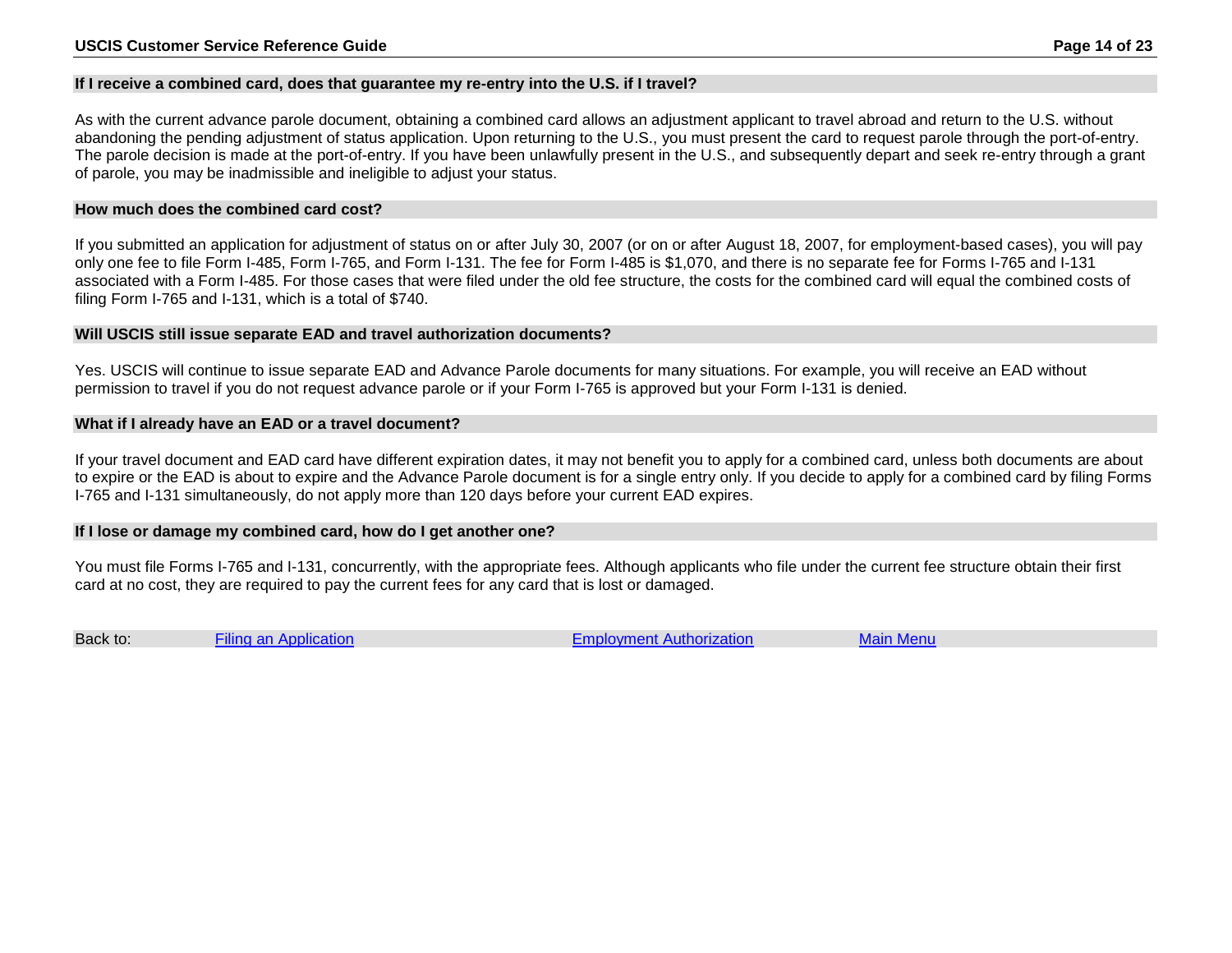### If I receive a combined card, does that guarantee my re-entry into the U.S. if I travel?

As with the current advance parole document, obtaining a combined card allows an adjustment applicant to travel abroad and return to the U.S. without abandoning the pending adjustment of status application. Upon returning to the U.S., you must present the card to request parole through the port-of-entry. The parole decision is made at the port-of-entry. If you have been unlawfully present in the U.S., and subsequently depart and seek re-entry through a grant of parole, you may be inadmissible and ineligible to adjust your status.

### How much does the combined card cost?

If you submitted an application for adjustment of status on or after July 30, 2007 (or on or after August 18, 2007, for employment-based cases), you will pay only one fee to file Form I-485, Form I-765, and Form I-131. The fee for Form I-485 is $1,070, and there is no separate fee for Forms I-765 and I-131 associated with a Form I-485. For those cases that were filed under the old fee structure, the costs for the combined card will equal the combined costs of filing Form I-765 and I-131, which is a total of $740.

### Will USCIS still issue separate EAD and travel authorization documents?

Yes. USCIS will continue to issue separate EAD and Advance Parole documents for many situations. For example, you will receive an EAD without permission to travel if you do not request advance parole or if your Form I-765 is approved but your Form I-131 is denied.

### What if I already have an EAD or a travel document?

If your travel document and EAD card have different expiration dates, it may not benefit you to apply for a combined card, unless both documents are about to expire or the EAD is about to expire and the Advance Parole document is for a single entry only. If you decide to apply for a combined card by filing Forms I-765 and I-131 simultaneously, do not apply more than 120 days before your current EAD expires.

### If I lose or damage my combined card, how do I get another one?

You must file Forms I-765 and I-131, concurrently, with the appropriate fees. Although applicants who file under the current fee structure obtain their first card at no cost, they are required to pay the current fees for any card that is lost or damaged.

Back to: Filing an Application | Employment Authorization | Main Menu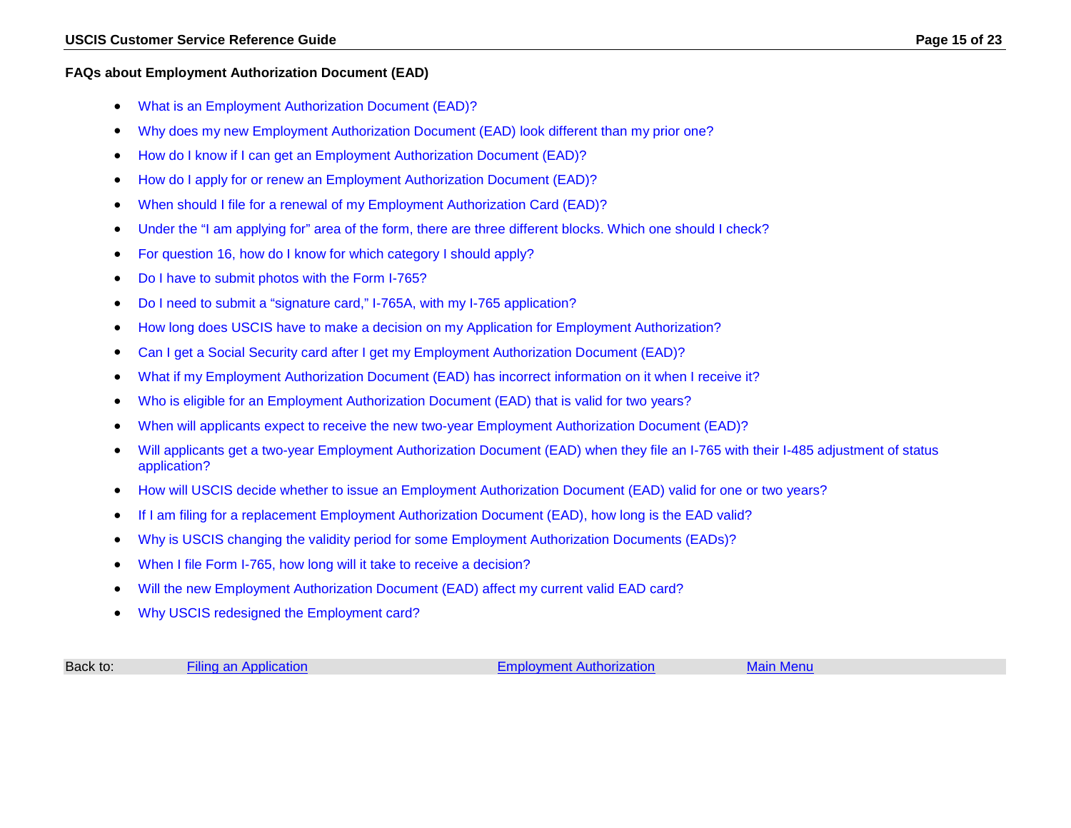## FAQs about Employment Authorization Document (EAD)

- What is an Employment Authorization Document (EAD)?
- Why does my new Employment Authorization Document (EAD) look different than my prior one?
- How do I know if I can get an Employment Authorization Document (EAD)?
- How do I apply for or renew an Employment Authorization Document (EAD)?
- When should I file for a renewal of my Employment Authorization Card (EAD)?
- Under the "I am applying for" area of the form, there are three different blocks. Which one should I check?
- For question 16, how do I know for which category I should apply?
- Do I have to submit photos with the Form I-765?
- Do I need to submit a "signature card," I-765A, with my I-765 application?
- How long does USCIS have to make a decision on my Application for Employment Authorization?
- Can I get a Social Security card after I get my Employment Authorization Document (EAD)?
- What if my Employment Authorization Document (EAD) has incorrect information on it when I receive it?
- Who is eligible for an Employment Authorization Document (EAD) that is valid for two years?
- When will applicants expect to receive the new two-year Employment Authorization Document (EAD)?
- Will applicants get a two-year Employment Authorization Document (EAD) when they file an I-765 with their I-485 adjustment of status application?
- How will USCIS decide whether to issue an Employment Authorization Document (EAD) valid for one or two years?
- If I am filing for a replacement Employment Authorization Document (EAD), how long is the EAD valid?
- Why is USCIS changing the validity period for some Employment Authorization Documents (EADs)?
- When I file Form I-765, how long will it take to receive a decision?
- Will the new Employment Authorization Document (EAD) affect my current valid EAD card?
- Why USCIS redesigned the Employment card?

Back to: Filing an Application | Employment Authorization | Main Menu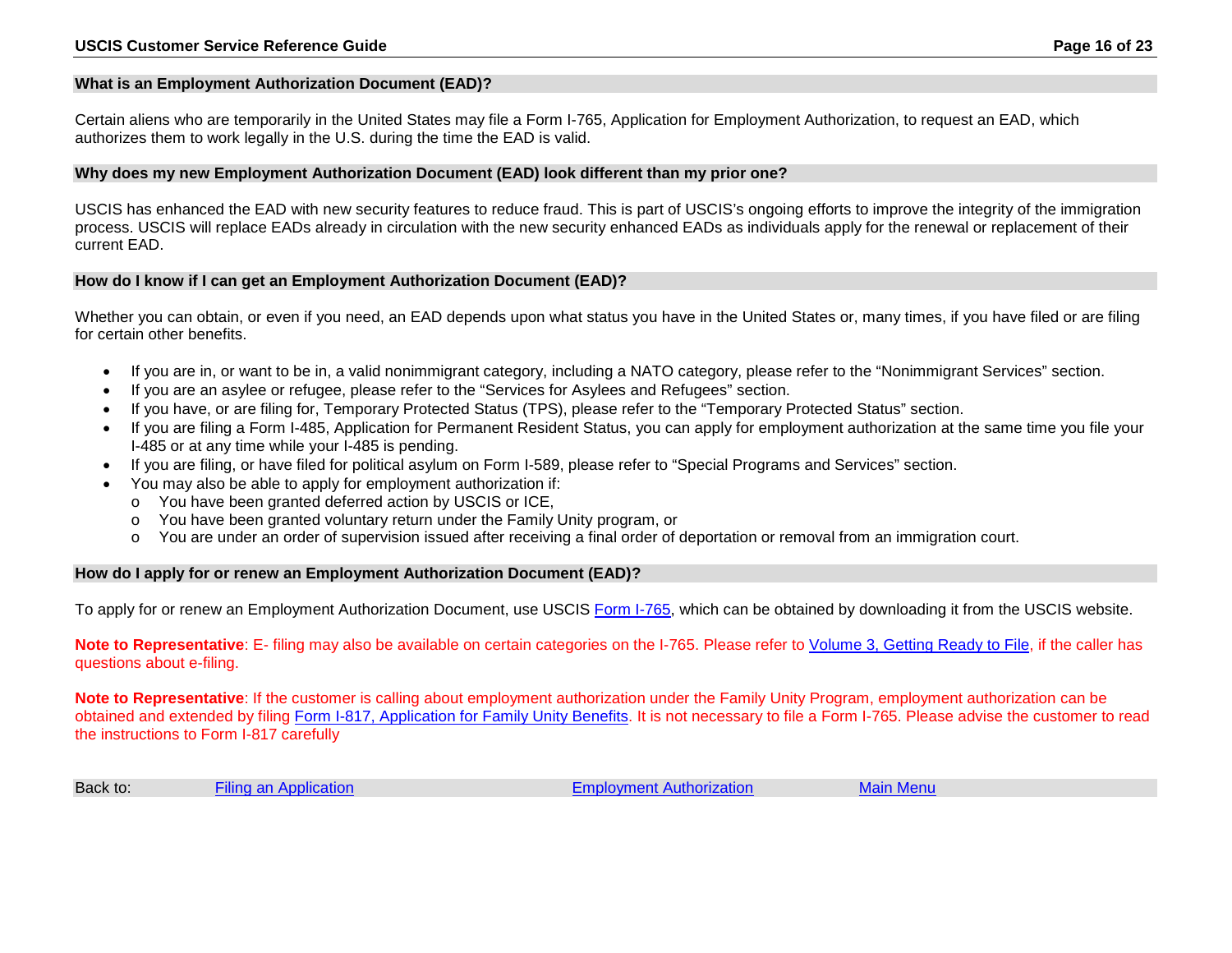### What is an Employment Authorization Document (EAD)?

Certain aliens who are temporarily in the United States may file a Form I-765, Application for Employment Authorization, to request an EAD, which authorizes them to work legally in the U.S. during the time the EAD is valid.

### Why does my new Employment Authorization Document (EAD) look different than my prior one?

USCIS has enhanced the EAD with new security features to reduce fraud. This is part of USCIS's ongoing efforts to improve the integrity of the immigration process. USCIS will replace EADs already in circulation with the new security enhanced EADs as individuals apply for the renewal or replacement of their current EAD.

### How do I know if I can get an Employment Authorization Document (EAD)?

Whether you can obtain, or even if you need, an EAD depends upon what status you have in the United States or, many times, if you have filed or are filing for certain other benefits.

- If you are in, or want to be in, a valid nonimmigrant category, including a NATO category, please refer to the "Nonimmigrant Services" section.
- If you are an asylee or refugee, please refer to the "Services for Asylees and Refugees" section.
- If you have, or are filing for, Temporary Protected Status (TPS), please refer to the "Temporary Protected Status" section.
- If you are filing a Form I-485, Application for Permanent Resident Status, you can apply for employment authorization at the same time you file your I-485 or at any time while your I-485 is pending.
- If you are filing, or have filed for political asylum on Form I-589, please refer to "Special Programs and Services" section.
- You may also be able to apply for employment authorization if:
  - You have been granted deferred action by USCIS or ICE,
  - You have been granted voluntary return under the Family Unity program, or
  - You are under an order of supervision issued after receiving a final order of deportation or removal from an immigration court.

### How do I apply for or renew an Employment Authorization Document (EAD)?

To apply for or renew an Employment Authorization Document, use USCIS Form I-765, which can be obtained by downloading it from the USCIS website.

**Note to Representative**: E- filing may also be available on certain categories on the I-765. Please refer to Volume 3, Getting Ready to File, if the caller has questions about e-filing.

**Note to Representative**: If the customer is calling about employment authorization under the Family Unity Program, employment authorization can be obtained and extended by filing Form I-817, Application for Family Unity Benefits. It is not necessary to file a Form I-765. Please advise the customer to read the instructions to Form I-817 carefully

Back to: Filing an Application | Employment Authorization | Main Menu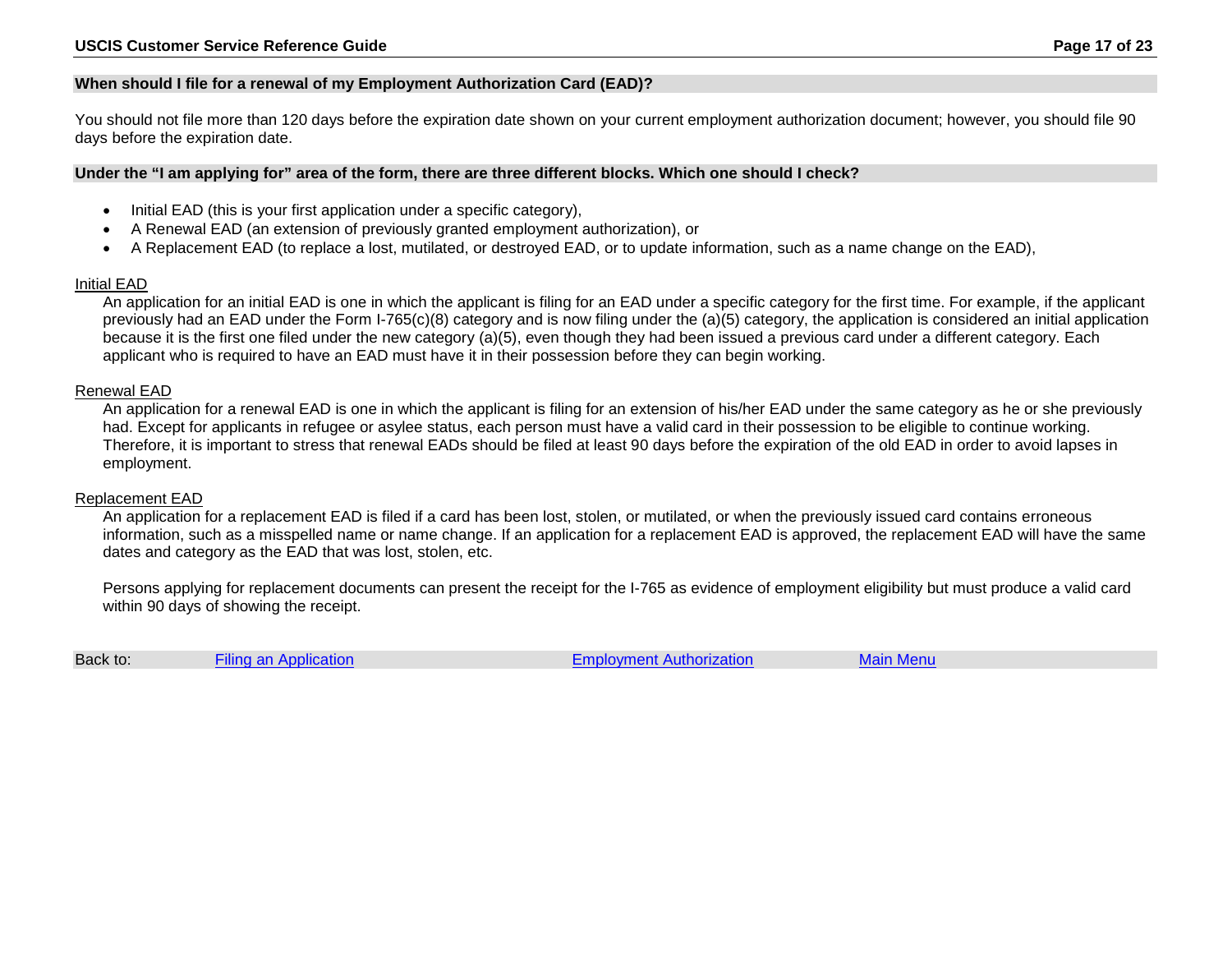### When should I file for a renewal of my Employment Authorization Card (EAD)?

You should not file more than 120 days before the expiration date shown on your current employment authorization document; however, you should file 90 days before the expiration date.

### Under the "I am applying for" area of the form, there are three different blocks. Which one should I check?

- Initial EAD (this is your first application under a specific category),
- A Renewal EAD (an extension of previously granted employment authorization), or
- A Replacement EAD (to replace a lost, mutilated, or destroyed EAD, or to update information, such as a name change on the EAD),

<u>Initial EAD</u>

An application for an initial EAD is one in which the applicant is filing for an EAD under a specific category for the first time. For example, if the applicant previously had an EAD under the Form I-765(c)(8) category and is now filing under the (a)(5) category, the application is considered an initial application because it is the first one filed under the new category (a)(5), even though they had been issued a previous card under a different category. Each applicant who is required to have an EAD must have it in their possession before they can begin working.

<u>Renewal EAD</u>

An application for a renewal EAD is one in which the applicant is filing for an extension of his/her EAD under the same category as he or she previously had. Except for applicants in refugee or asylee status, each person must have a valid card in their possession to be eligible to continue working. Therefore, it is important to stress that renewal EADs should be filed at least 90 days before the expiration of the old EAD in order to avoid lapses in employment.

<u>Replacement EAD</u>

An application for a replacement EAD is filed if a card has been lost, stolen, or mutilated, or when the previously issued card contains erroneous information, such as a misspelled name or name change. If an application for a replacement EAD is approved, the replacement EAD will have the same dates and category as the EAD that was lost, stolen, etc.

Persons applying for replacement documents can present the receipt for the I-765 as evidence of employment eligibility but must produce a valid card within 90 days of showing the receipt.

Back to: Filing an Application | Employment Authorization | Main Menu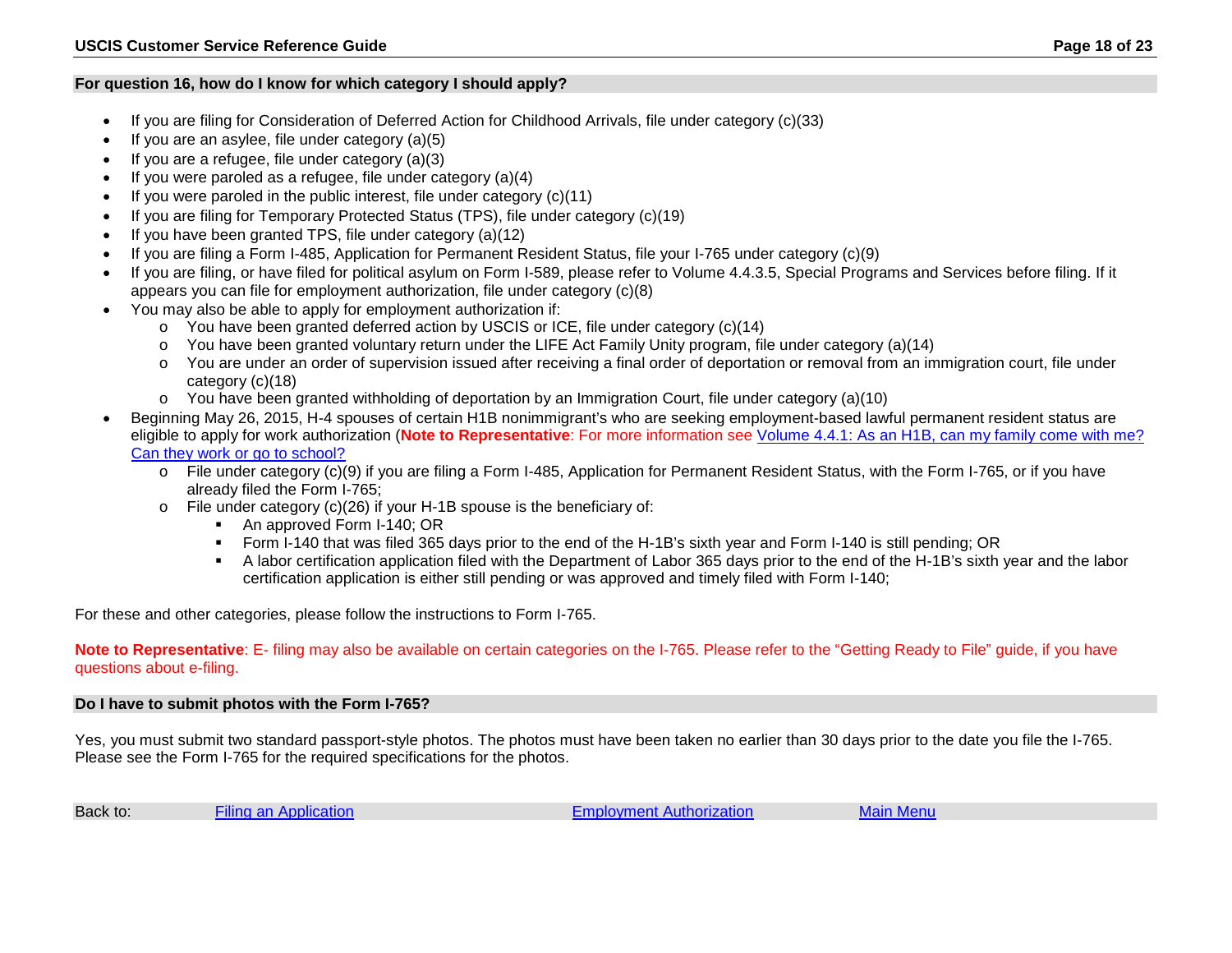## For question 16, how do I know for which category I should apply?

- If you are filing for Consideration of Deferred Action for Childhood Arrivals, file under category (c)(33)
- If you are an asylee, file under category (a)(5)
- If you are a refugee, file under category (a)(3)
- If you were paroled as a refugee, file under category (a)(4)
- If you were paroled in the public interest, file under category (c)(11)
- If you are filing for Temporary Protected Status (TPS), file under category (c)(19)
- If you have been granted TPS, file under category (a)(12)
- If you are filing a Form I-485, Application for Permanent Resident Status, file your I-765 under category (c)(9)
- If you are filing, or have filed for political asylum on Form I-589, please refer to Volume 4.4.3.5, Special Programs and Services before filing. If it appears you can file for employment authorization, file under category (c)(8)
- You may also be able to apply for employment authorization if:
  - You have been granted deferred action by USCIS or ICE, file under category (c)(14)
  - You have been granted voluntary return under the LIFE Act Family Unity program, file under category (a)(14)
  - You are under an order of supervision issued after receiving a final order of deportation or removal from an immigration court, file under category (c)(18)
  - You have been granted withholding of deportation by an Immigration Court, file under category (a)(10)
- Beginning May 26, 2015, H-4 spouses of certain H1B nonimmigrant's who are seeking employment-based lawful permanent resident status are eligible to apply for work authorization (**Note to Representative**: For more information see [Volume 4.4.1: As an H1B, can my family come with me? Can they work or go to school?]())
  - File under category (c)(9) if you are filing a Form I-485, Application for Permanent Resident Status, with the Form I-765, or if you have already filed the Form I-765;
  - File under category (c)(26) if your H-1B spouse is the beneficiary of:
    - An approved Form I-140; OR
    - Form I-140 that was filed 365 days prior to the end of the H-1B's sixth year and Form I-140 is still pending; OR
    - A labor certification application filed with the Department of Labor 365 days prior to the end of the H-1B's sixth year and the labor certification application is either still pending or was approved and timely filed with Form I-140;

For these and other categories, please follow the instructions to Form I-765.

**Note to Representative**: E- filing may also be available on certain categories on the I-765. Please refer to the "Getting Ready to File" guide, if you have questions about e-filing.

## Do I have to submit photos with the Form I-765?

Yes, you must submit two standard passport-style photos. The photos must have been taken no earlier than 30 days prior to the date you file the I-765. Please see the Form I-765 for the required specifications for the photos.

Back to: [Filing an Application]() [Employment Authorization]() [Main Menu]()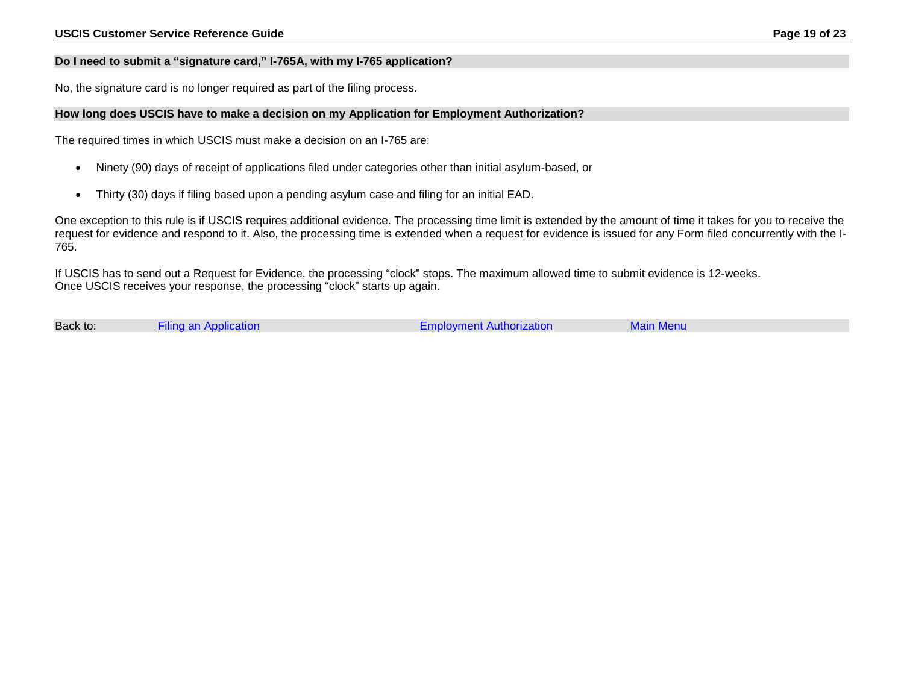### Do I need to submit a "signature card," I-765A, with my I-765 application?

No, the signature card is no longer required as part of the filing process.

### How long does USCIS have to make a decision on my Application for Employment Authorization?

The required times in which USCIS must make a decision on an I-765 are:

- Ninety (90) days of receipt of applications filed under categories other than initial asylum-based, or
- Thirty (30) days if filing based upon a pending asylum case and filing for an initial EAD.

One exception to this rule is if USCIS requires additional evidence. The processing time limit is extended by the amount of time it takes for you to receive the request for evidence and respond to it. Also, the processing time is extended when a request for evidence is issued for any Form filed concurrently with the I-765.

If USCIS has to send out a Request for Evidence, the processing "clock" stops. The maximum allowed time to submit evidence is 12-weeks.
Once USCIS receives your response, the processing "clock" starts up again.

Back to: Filing an Application | Employment Authorization | Main Menu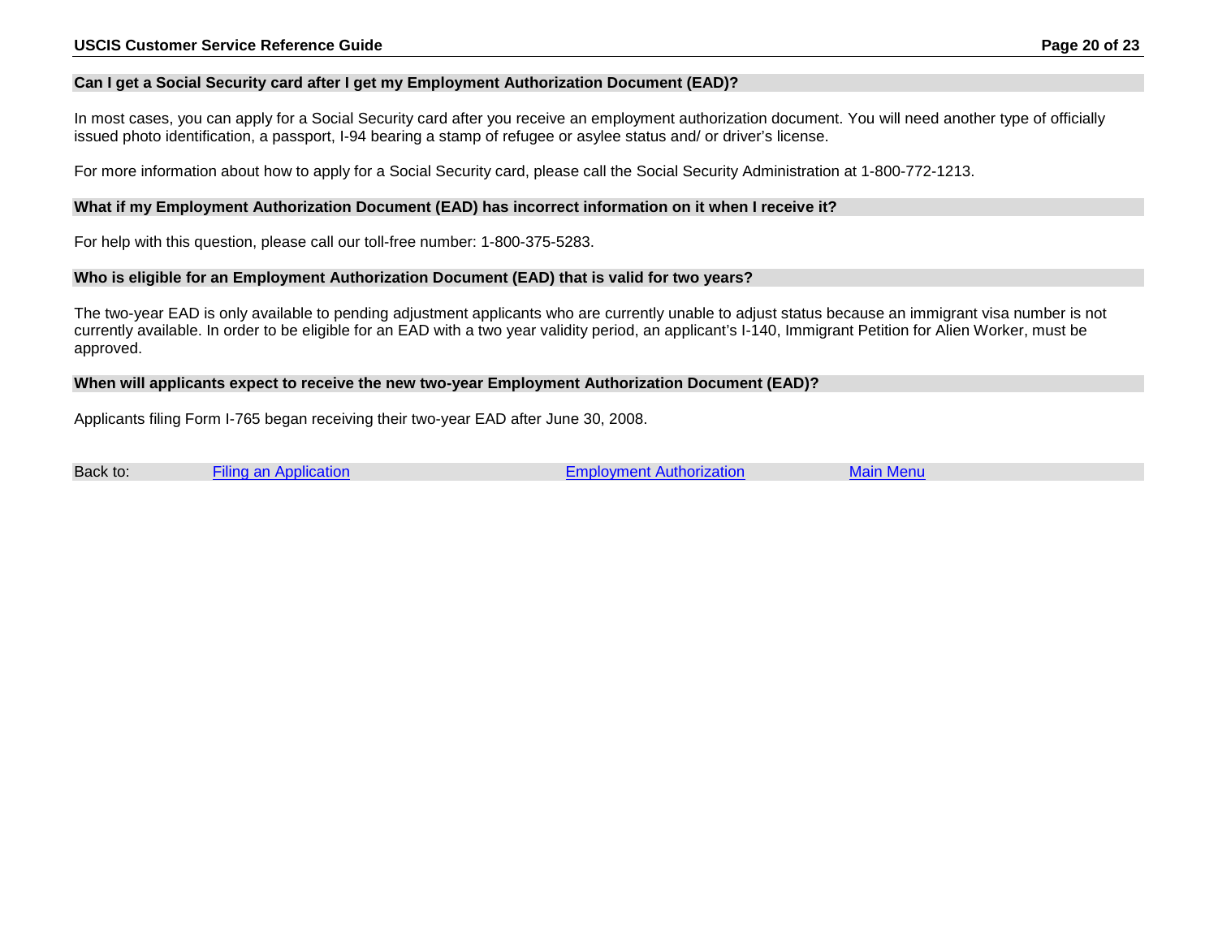### Can I get a Social Security card after I get my Employment Authorization Document (EAD)?

In most cases, you can apply for a Social Security card after you receive an employment authorization document. You will need another type of officially issued photo identification, a passport, I-94 bearing a stamp of refugee or asylee status and/ or driver's license.

For more information about how to apply for a Social Security card, please call the Social Security Administration at 1-800-772-1213.

### What if my Employment Authorization Document (EAD) has incorrect information on it when I receive it?

For help with this question, please call our toll-free number: 1-800-375-5283.

### Who is eligible for an Employment Authorization Document (EAD) that is valid for two years?

The two-year EAD is only available to pending adjustment applicants who are currently unable to adjust status because an immigrant visa number is not currently available. In order to be eligible for an EAD with a two year validity period, an applicant's I-140, Immigrant Petition for Alien Worker, must be approved.

### When will applicants expect to receive the new two-year Employment Authorization Document (EAD)?

Applicants filing Form I-765 began receiving their two-year EAD after June 30, 2008.

Back to: Filing an Application | Employment Authorization | Main Menu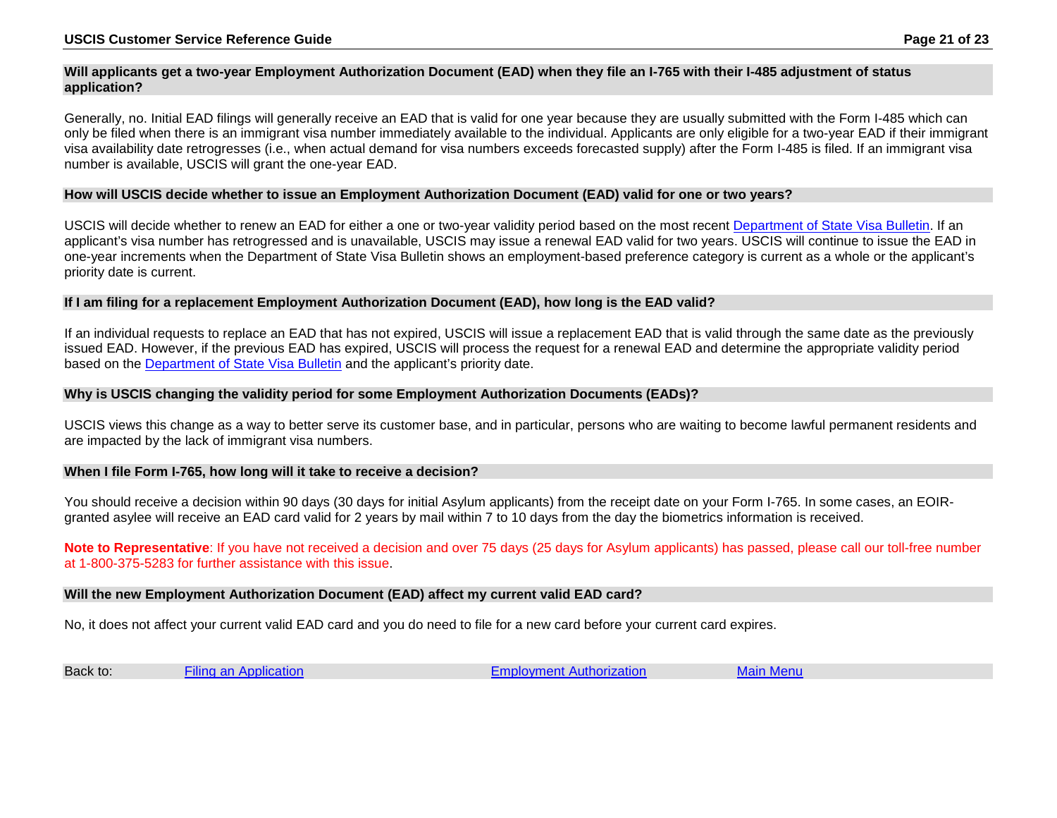### Will applicants get a two-year Employment Authorization Document (EAD) when they file an I-765 with their I-485 adjustment of status application?

Generally, no. Initial EAD filings will generally receive an EAD that is valid for one year because they are usually submitted with the Form I-485 which can only be filed when there is an immigrant visa number immediately available to the individual. Applicants are only eligible for a two-year EAD if their immigrant visa availability date retrogresses (i.e., when actual demand for visa numbers exceeds forecasted supply) after the Form I-485 is filed. If an immigrant visa number is available, USCIS will grant the one-year EAD.

### How will USCIS decide whether to issue an Employment Authorization Document (EAD) valid for one or two years?

USCIS will decide whether to renew an EAD for either a one or two-year validity period based on the most recent [Department of State Visa Bulletin](). If an applicant's visa number has retrogressed and is unavailable, USCIS may issue a renewal EAD valid for two years. USCIS will continue to issue the EAD in one-year increments when the Department of State Visa Bulletin shows an employment-based preference category is current as a whole or the applicant's priority date is current.

### If I am filing for a replacement Employment Authorization Document (EAD), how long is the EAD valid?

If an individual requests to replace an EAD that has not expired, USCIS will issue a replacement EAD that is valid through the same date as the previously issued EAD. However, if the previous EAD has expired, USCIS will process the request for a renewal EAD and determine the appropriate validity period based on the [Department of State Visa Bulletin]() and the applicant's priority date.

### Why is USCIS changing the validity period for some Employment Authorization Documents (EADs)?

USCIS views this change as a way to better serve its customer base, and in particular, persons who are waiting to become lawful permanent residents and are impacted by the lack of immigrant visa numbers.

### When I file Form I-765, how long will it take to receive a decision?

You should receive a decision within 90 days (30 days for initial Asylum applicants) from the receipt date on your Form I-765. In some cases, an EOIR-granted asylee will receive an EAD card valid for 2 years by mail within 7 to 10 days from the day the biometrics information is received.

**Note to Representative**: If you have not received a decision and over 75 days (25 days for Asylum applicants) has passed, please call our toll-free number at 1-800-375-5283 for further assistance with this issue.

### Will the new Employment Authorization Document (EAD) affect my current valid EAD card?

No, it does not affect your current valid EAD card and you do need to file for a new card before your current card expires.

Back to: [Filing an Application]() [Employment Authorization]() [Main Menu]()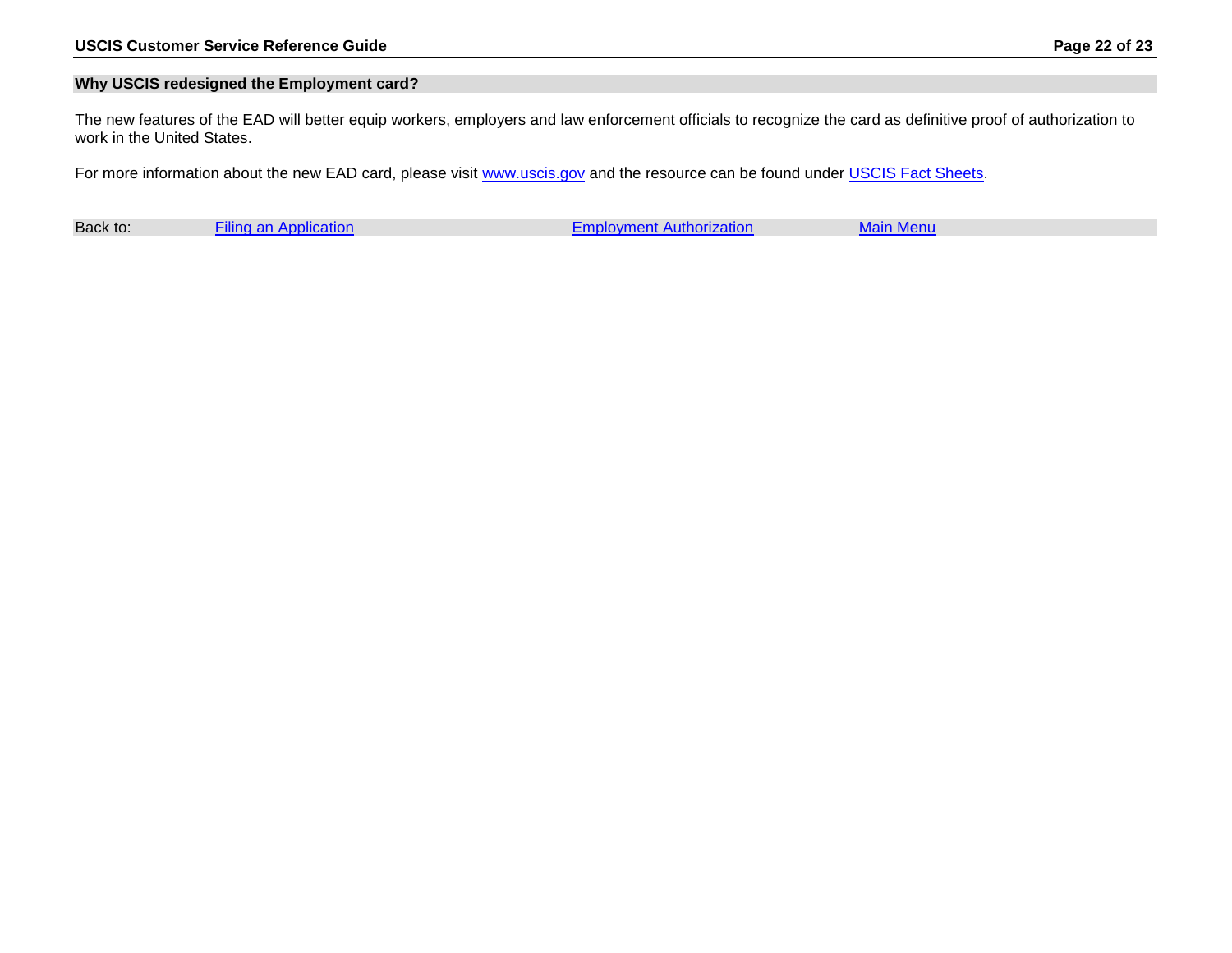## Why USCIS redesigned the Employment card?

The new features of the EAD will better equip workers, employers and law enforcement officials to recognize the card as definitive proof of authorization to work in the United States.

For more information about the new EAD card, please visit [www.uscis.gov](www.uscis.gov) and the resource can be found under [USCIS Fact Sheets]().

Back to: [Filing an Application]() [Employment Authorization]() [Main Menu]()